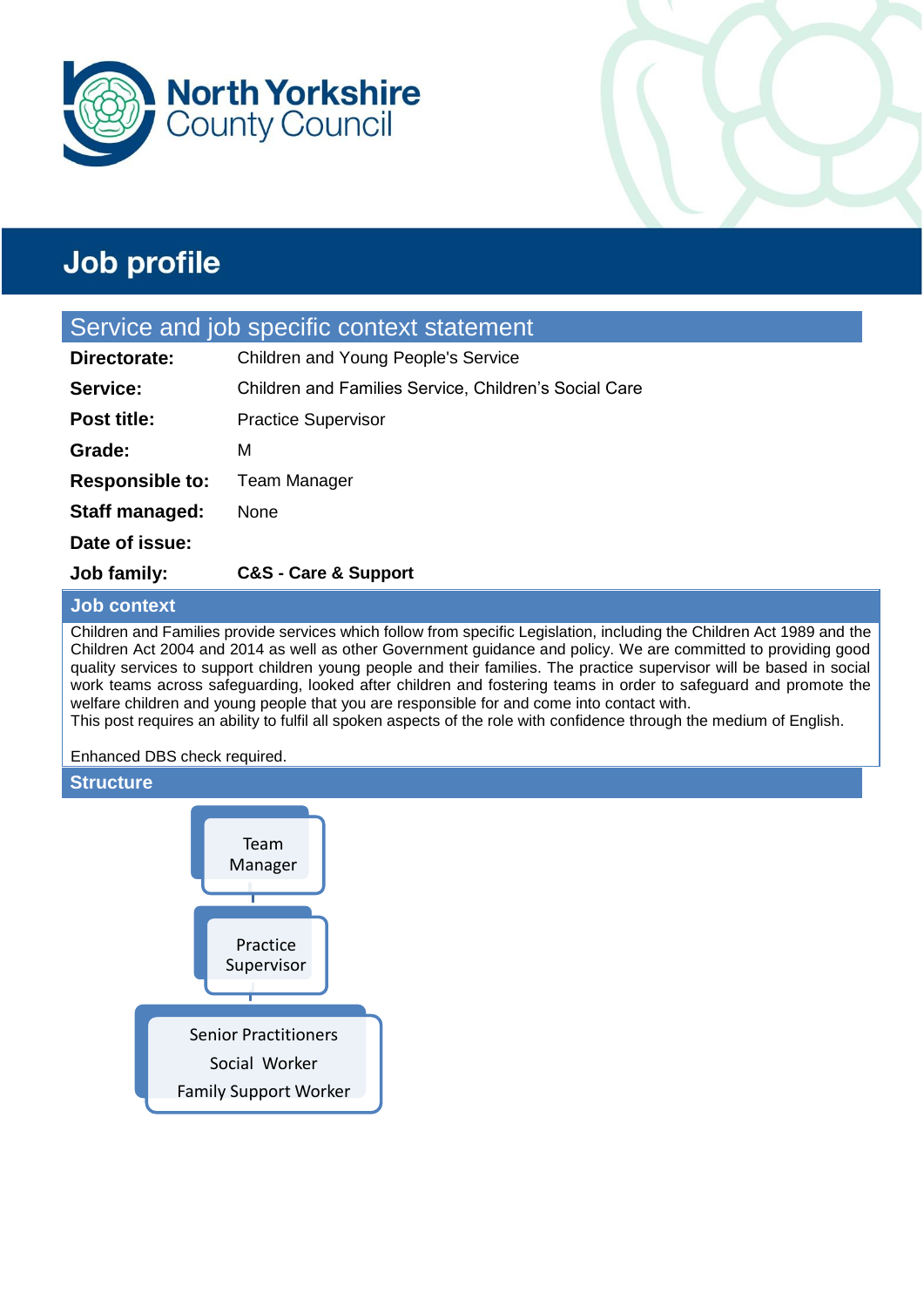North Yorkshire County Council

# Job profile

## Service and job specific context statement

| | |
|---|---|
| **Directorate:** | Children and Young People's Service |
| **Service:** | Children and Families Service, Children's Social Care |
| **Post title:** | Practice Supervisor |
| **Grade:** | M |
| **Responsible to:** | Team Manager |
| **Staff managed:** | None |
| **Date of issue:** | |
| **Job family:** | **C&S - Care & Support** |

### Job context

Children and Families provide services which follow from specific Legislation, including the Children Act 1989 and the Children Act 2004 and 2014 as well as other Government guidance and policy. We are committed to providing good quality services to support children young people and their families. The practice supervisor will be based in social work teams across safeguarding, looked after children and fostering teams in order to safeguard and promote the welfare children and young people that you are responsible for and come into contact with.
This post requires an ability to fulfil all spoken aspects of the role with confidence through the medium of English.

Enhanced DBS check required.

### Structure

Team Manager

Practice Supervisor

Senior Practitioners
Social Worker
Family Support Worker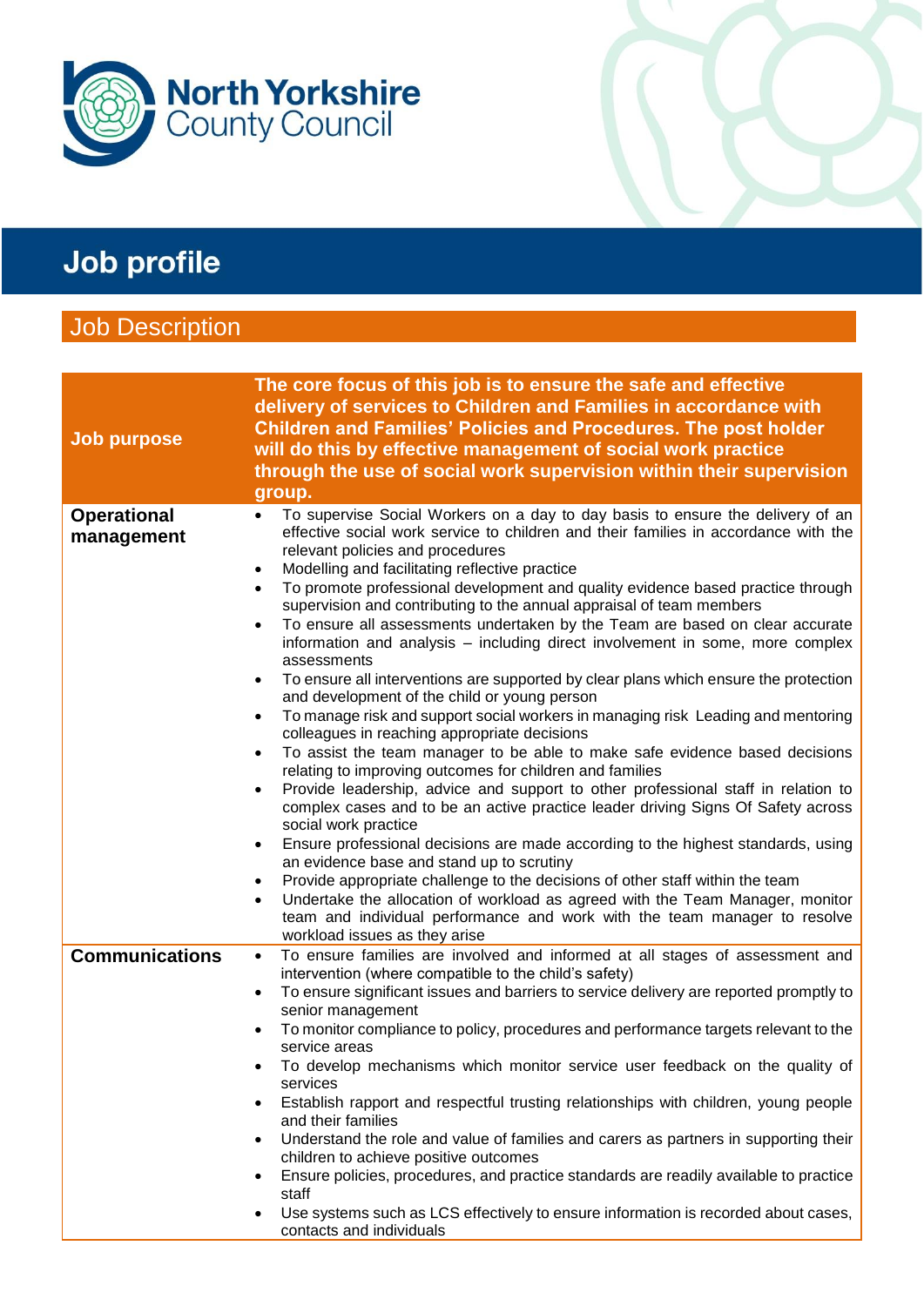North Yorkshire County Council

# Job profile

## Job Description

| Job purpose | The core focus of this job is to ensure the safe and effective delivery of services to Children and Families in accordance with Children and Families' Policies and Procedures. The post holder will do this by effective management of social work practice through the use of social work supervision within their supervision group. |
|---|---|
| **Operational management** | • To supervise Social Workers on a day to day basis to ensure the delivery of an effective social work service to children and their families in accordance with the relevant policies and procedures<br>• Modelling and facilitating reflective practice<br>• To promote professional development and quality evidence based practice through supervision and contributing to the annual appraisal of team members<br>• To ensure all assessments undertaken by the Team are based on clear accurate information and analysis – including direct involvement in some, more complex assessments<br>• To ensure all interventions are supported by clear plans which ensure the protection and development of the child or young person<br>• To manage risk and support social workers in managing risk Leading and mentoring colleagues in reaching appropriate decisions<br>• To assist the team manager to be able to make safe evidence based decisions relating to improving outcomes for children and families<br>• Provide leadership, advice and support to other professional staff in relation to complex cases and to be an active practice leader driving Signs Of Safety across social work practice<br>• Ensure professional decisions are made according to the highest standards, using an evidence base and stand up to scrutiny<br>• Provide appropriate challenge to the decisions of other staff within the team<br>• Undertake the allocation of workload as agreed with the Team Manager, monitor team and individual performance and work with the team manager to resolve workload issues as they arise |
| **Communications** | • To ensure families are involved and informed at all stages of assessment and intervention (where compatible to the child's safety)<br>• To ensure significant issues and barriers to service delivery are reported promptly to senior management<br>• To monitor compliance to policy, procedures and performance targets relevant to the service areas<br>• To develop mechanisms which monitor service user feedback on the quality of services<br>• Establish rapport and respectful trusting relationships with children, young people and their families<br>• Understand the role and value of families and carers as partners in supporting their children to achieve positive outcomes<br>• Ensure policies, procedures, and practice standards are readily available to practice staff<br>• Use systems such as LCS effectively to ensure information is recorded about cases, contacts and individuals |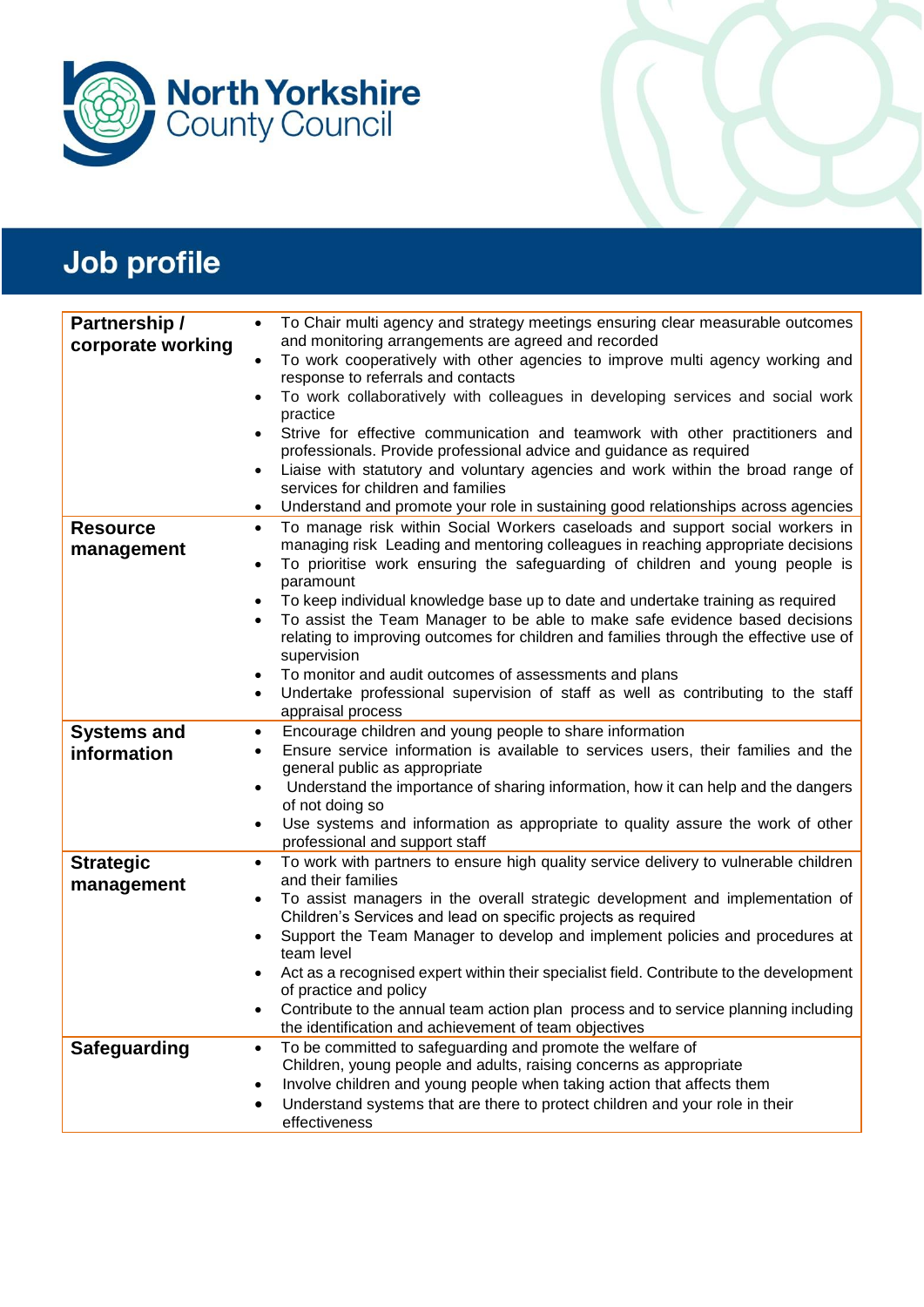North Yorkshire County Council

# Job profile

| | |
|---|---|
| **Partnership / corporate working** | • To Chair multi agency and strategy meetings ensuring clear measurable outcomes and monitoring arrangements are agreed and recorded<br>• To work cooperatively with other agencies to improve multi agency working and response to referrals and contacts<br>• To work collaboratively with colleagues in developing services and social work practice<br>• Strive for effective communication and teamwork with other practitioners and professionals. Provide professional advice and guidance as required<br>• Liaise with statutory and voluntary agencies and work within the broad range of services for children and families<br>• Understand and promote your role in sustaining good relationships across agencies |
| **Resource management** | • To manage risk within Social Workers caseloads and support social workers in managing risk  Leading and mentoring colleagues in reaching appropriate decisions<br>• To prioritise work ensuring the safeguarding of children and young people is paramount<br>• To keep individual knowledge base up to date and undertake training as required<br>• To assist the Team Manager to be able to make safe evidence based decisions relating to improving outcomes for children and families through the effective use of supervision<br>• To monitor and audit outcomes of assessments and plans<br>• Undertake professional supervision of staff as well as contributing to the staff appraisal process |
| **Systems and information** | • Encourage children and young people to share information<br>• Ensure service information is available to services users, their families and the general public as appropriate<br>• Understand the importance of sharing information, how it can help and the dangers of not doing so<br>• Use systems and information as appropriate to quality assure the work of other professional and support staff |
| **Strategic management** | • To work with partners to ensure high quality service delivery to vulnerable children and their families<br>• To assist managers in the overall strategic development and implementation of Children's Services and lead on specific projects as required<br>• Support the Team Manager to develop and implement policies and procedures at team level<br>• Act as a recognised expert within their specialist field. Contribute to the development of practice and policy<br>• Contribute to the annual team action plan  process and to service planning including the identification and achievement of team objectives |
| **Safeguarding** | • To be committed to safeguarding and promote the welfare of Children, young people and adults, raising concerns as appropriate<br>• Involve children and young people when taking action that affects them<br>• Understand systems that are there to protect children and your role in their effectiveness |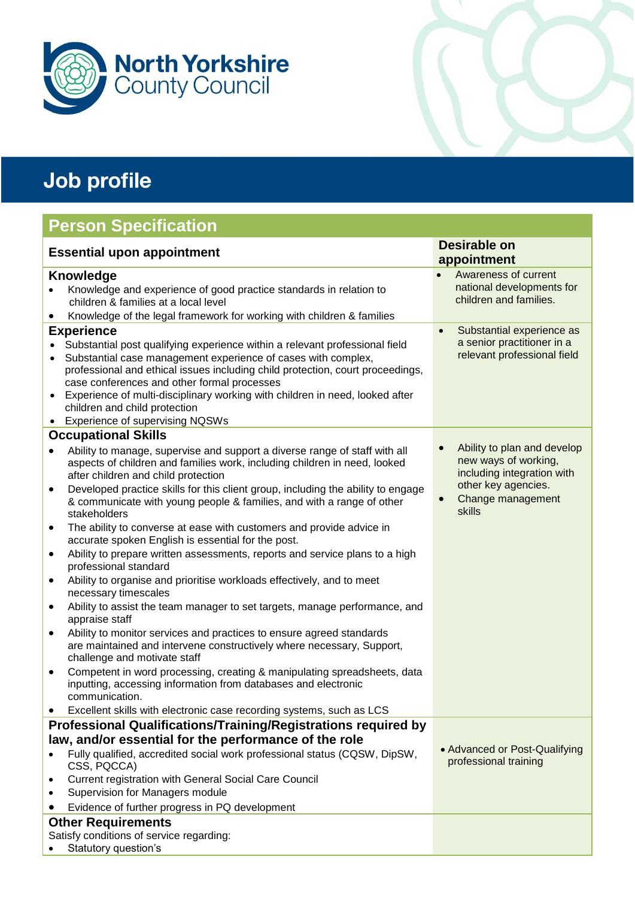North Yorkshire County Council

# Job profile

## Person Specification

| Essential upon appointment | Desirable on appointment |
|---|---|
| **Knowledge**<br>• Knowledge and experience of good practice standards in relation to children & families at a local level<br>• Knowledge of the legal framework for working with children & families | • Awareness of current national developments for children and families. |
| **Experience**<br>• Substantial post qualifying experience within a relevant professional field<br>• Substantial case management experience of cases with complex, professional and ethical issues including child protection, court proceedings, case conferences and other formal processes<br>• Experience of multi-disciplinary working with children in need, looked after children and child protection<br>• Experience of supervising NQSWs | • Substantial experience as a senior practitioner in a relevant professional field |
| **Occupational Skills**<br>• Ability to manage, supervise and support a diverse range of staff with all aspects of children and families work, including children in need, looked after children and child protection<br>• Developed practice skills for this client group, including the ability to engage & communicate with young people & families, and with a range of other stakeholders<br>• The ability to converse at ease with customers and provide advice in accurate spoken English is essential for the post.<br>• Ability to prepare written assessments, reports and service plans to a high professional standard<br>• Ability to organise and prioritise workloads effectively, and to meet necessary timescales<br>• Ability to assist the team manager to set targets, manage performance, and appraise staff<br>• Ability to monitor services and practices to ensure agreed standards are maintained and intervene constructively where necessary, Support, challenge and motivate staff<br>• Competent in word processing, creating & manipulating spreadsheets, data inputting, accessing information from databases and electronic communication.<br>• Excellent skills with electronic case recording systems, such as LCS | • Ability to plan and develop new ways of working, including integration with other key agencies.<br>• Change management skills |
| **Professional Qualifications/Training/Registrations required by law, and/or essential for the performance of the role**<br>• Fully qualified, accredited social work professional status (CQSW, DipSW, CSS, PQCCA)<br>• Current registration with General Social Care Council<br>• Supervision for Managers module<br>• Evidence of further progress in PQ development | • Advanced or Post-Qualifying professional training |
| **Other Requirements**<br>Satisfy conditions of service regarding:<br>• Statutory question's | |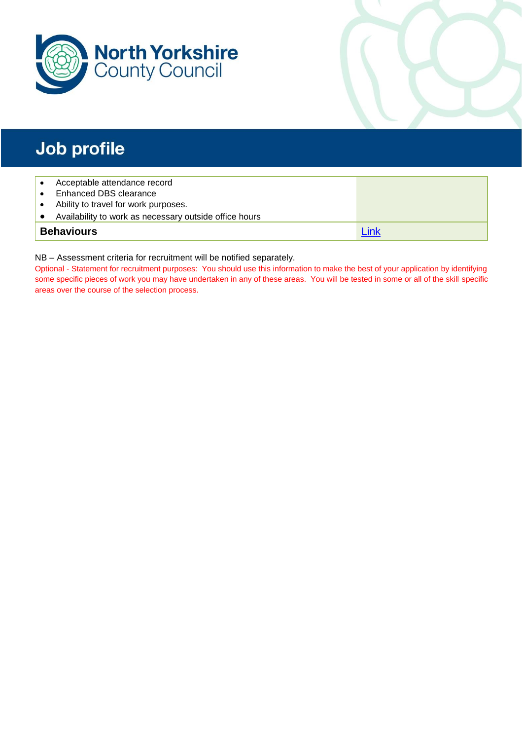# Job profile

| | |
|---|---|
| • Acceptable attendance record<br>• Enhanced DBS clearance<br>• Ability to travel for work purposes.<br>• Availability to work as necessary outside office hours | |
| **Behaviours** | Link |

NB – Assessment criteria for recruitment will be notified separately.

Optional - Statement for recruitment purposes: You should use this information to make the best of your application by identifying some specific pieces of work you may have undertaken in any of these areas. You will be tested in some or all of the skill specific areas over the course of the selection process.